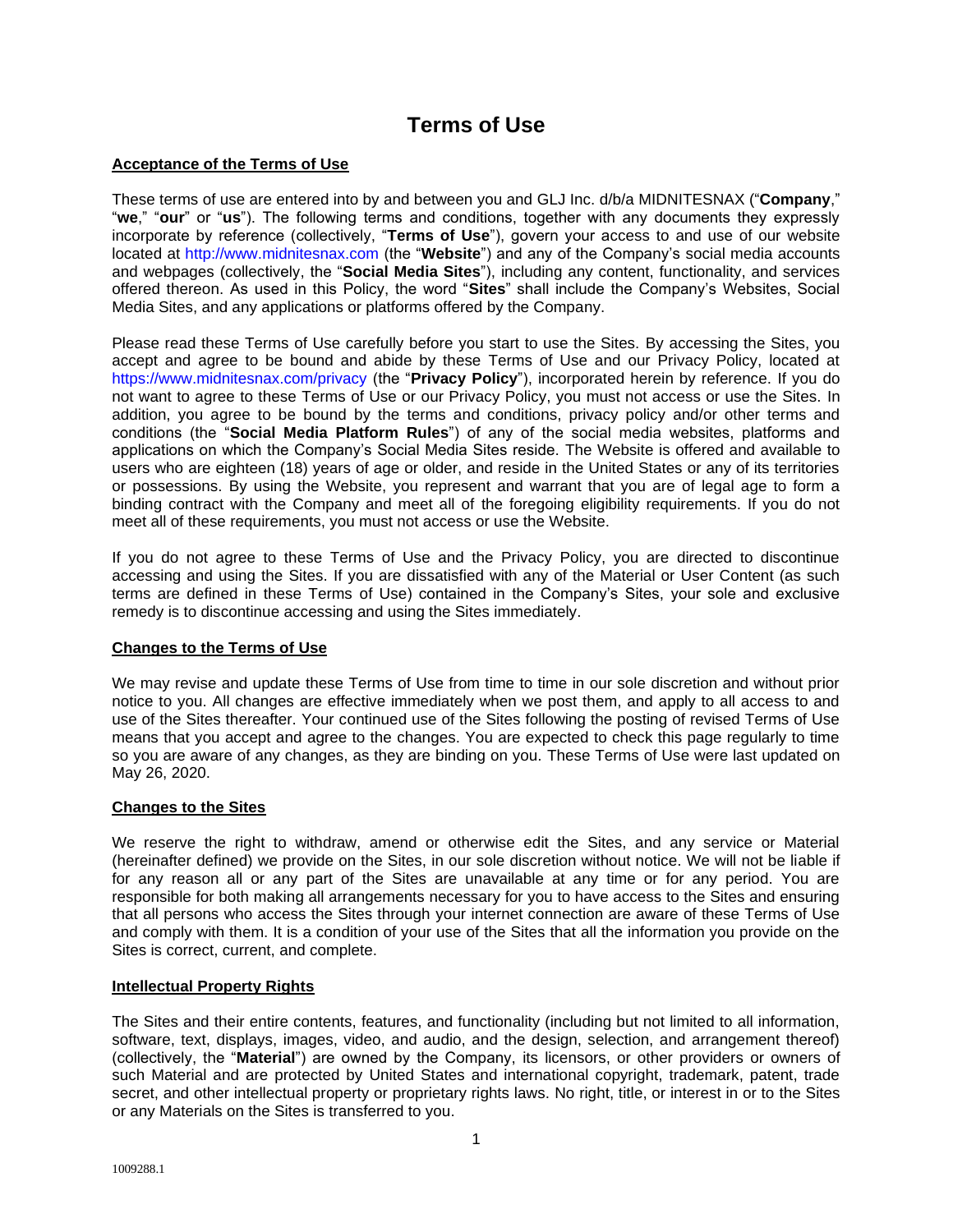# Terms of Use

**Acceptance of the Terms of Use**

These terms of use are entered into by and between you and GLJ Inc. d/b/a MIDNITESNAX ("**Company**," "**we**," "**our**" or "**us**"). The following terms and conditions, together with any documents they expressly incorporate by reference (collectively, "**Terms of Use**"), govern your access to and use of our website located at http://www.midnitesnax.com (the "**Website**") and any of the Company's social media accounts and webpages (collectively, the "**Social Media Sites**"), including any content, functionality, and services offered thereon. As used in this Policy, the word "**Sites**" shall include the Company's Websites, Social Media Sites, and any applications or platforms offered by the Company.

Please read these Terms of Use carefully before you start to use the Sites. By accessing the Sites, you accept and agree to be bound and abide by these Terms of Use and our Privacy Policy, located at https://www.midnitesnax.com/privacy (the "**Privacy Policy**"), incorporated herein by reference. If you do not want to agree to these Terms of Use or our Privacy Policy, you must not access or use the Sites. In addition, you agree to be bound by the terms and conditions, privacy policy and/or other terms and conditions (the "**Social Media Platform Rules**") of any of the social media websites, platforms and applications on which the Company's Social Media Sites reside. The Website is offered and available to users who are eighteen (18) years of age or older, and reside in the United States or any of its territories or possessions. By using the Website, you represent and warrant that you are of legal age to form a binding contract with the Company and meet all of the foregoing eligibility requirements. If you do not meet all of these requirements, you must not access or use the Website.

If you do not agree to these Terms of Use and the Privacy Policy, you are directed to discontinue accessing and using the Sites. If you are dissatisfied with any of the Material or User Content (as such terms are defined in these Terms of Use) contained in the Company's Sites, your sole and exclusive remedy is to discontinue accessing and using the Sites immediately.

**Changes to the Terms of Use**

We may revise and update these Terms of Use from time to time in our sole discretion and without prior notice to you. All changes are effective immediately when we post them, and apply to all access to and use of the Sites thereafter. Your continued use of the Sites following the posting of revised Terms of Use means that you accept and agree to the changes. You are expected to check this page regularly to time so you are aware of any changes, as they are binding on you. These Terms of Use were last updated on May 26, 2020.

**Changes to the Sites**

We reserve the right to withdraw, amend or otherwise edit the Sites, and any service or Material (hereinafter defined) we provide on the Sites, in our sole discretion without notice. We will not be liable if for any reason all or any part of the Sites are unavailable at any time or for any period. You are responsible for both making all arrangements necessary for you to have access to the Sites and ensuring that all persons who access the Sites through your internet connection are aware of these Terms of Use and comply with them. It is a condition of your use of the Sites that all the information you provide on the Sites is correct, current, and complete.

**Intellectual Property Rights**

The Sites and their entire contents, features, and functionality (including but not limited to all information, software, text, displays, images, video, and audio, and the design, selection, and arrangement thereof) (collectively, the "**Material**") are owned by the Company, its licensors, or other providers or owners of such Material and are protected by United States and international copyright, trademark, patent, trade secret, and other intellectual property or proprietary rights laws. No right, title, or interest in or to the Sites or any Materials on the Sites is transferred to you.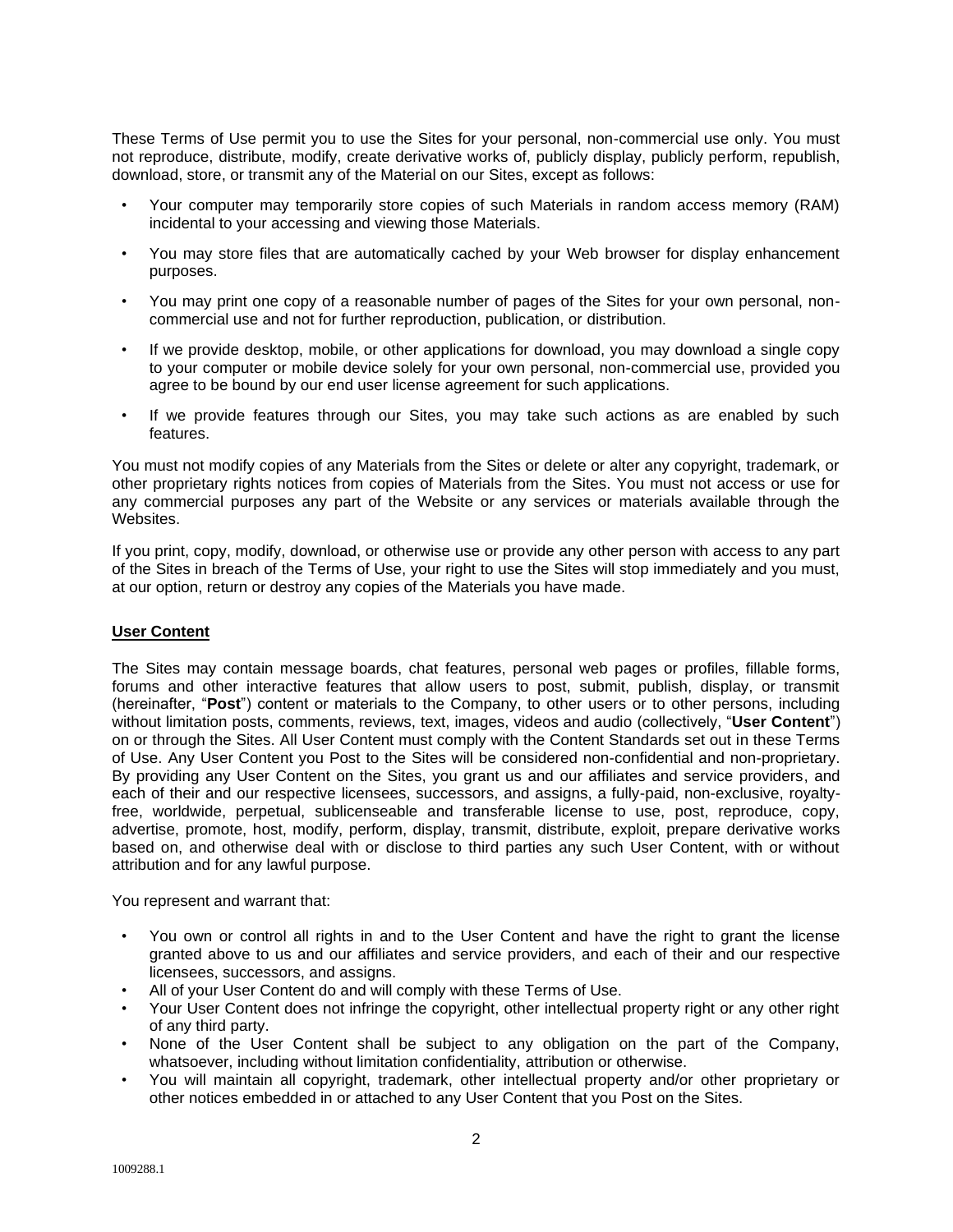These Terms of Use permit you to use the Sites for your personal, non-commercial use only. You must not reproduce, distribute, modify, create derivative works of, publicly display, publicly perform, republish, download, store, or transmit any of the Material on our Sites, except as follows:

- Your computer may temporarily store copies of such Materials in random access memory (RAM) incidental to your accessing and viewing those Materials.
- You may store files that are automatically cached by your Web browser for display enhancement purposes.
- You may print one copy of a reasonable number of pages of the Sites for your own personal, non-commercial use and not for further reproduction, publication, or distribution.
- If we provide desktop, mobile, or other applications for download, you may download a single copy to your computer or mobile device solely for your own personal, non-commercial use, provided you agree to be bound by our end user license agreement for such applications.
- If we provide features through our Sites, you may take such actions as are enabled by such features.

You must not modify copies of any Materials from the Sites or delete or alter any copyright, trademark, or other proprietary rights notices from copies of Materials from the Sites. You must not access or use for any commercial purposes any part of the Website or any services or materials available through the Websites.

If you print, copy, modify, download, or otherwise use or provide any other person with access to any part of the Sites in breach of the Terms of Use, your right to use the Sites will stop immediately and you must, at our option, return or destroy any copies of the Materials you have made.

## User Content

The Sites may contain message boards, chat features, personal web pages or profiles, fillable forms, forums and other interactive features that allow users to post, submit, publish, display, or transmit (hereinafter, "**Post**") content or materials to the Company, to other users or to other persons, including without limitation posts, comments, reviews, text, images, videos and audio (collectively, "**User Content**") on or through the Sites. All User Content must comply with the Content Standards set out in these Terms of Use. Any User Content you Post to the Sites will be considered non-confidential and non-proprietary. By providing any User Content on the Sites, you grant us and our affiliates and service providers, and each of their and our respective licensees, successors, and assigns, a fully-paid, non-exclusive, royalty-free, worldwide, perpetual, sublicenseable and transferable license to use, post, reproduce, copy, advertise, promote, host, modify, perform, display, transmit, distribute, exploit, prepare derivative works based on, and otherwise deal with or disclose to third parties any such User Content, with or without attribution and for any lawful purpose.

You represent and warrant that:

- You own or control all rights in and to the User Content and have the right to grant the license granted above to us and our affiliates and service providers, and each of their and our respective licensees, successors, and assigns.
- All of your User Content do and will comply with these Terms of Use.
- Your User Content does not infringe the copyright, other intellectual property right or any other right of any third party.
- None of the User Content shall be subject to any obligation on the part of the Company, whatsoever, including without limitation confidentiality, attribution or otherwise.
- You will maintain all copyright, trademark, other intellectual property and/or other proprietary or other notices embedded in or attached to any User Content that you Post on the Sites.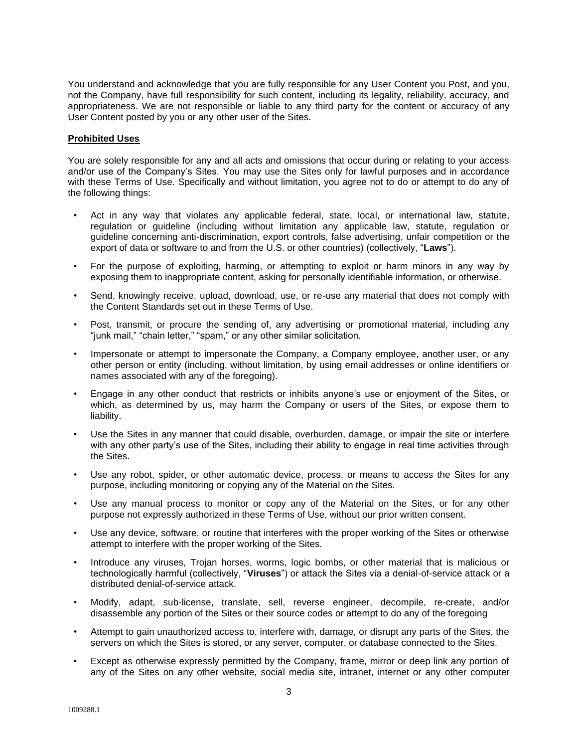You understand and acknowledge that you are fully responsible for any User Content you Post, and you, not the Company, have full responsibility for such content, including its legality, reliability, accuracy, and appropriateness. We are not responsible or liable to any third party for the content or accuracy of any User Content posted by you or any other user of the Sites.

**Prohibited Uses**

You are solely responsible for any and all acts and omissions that occur during or relating to your access and/or use of the Company's Sites. You may use the Sites only for lawful purposes and in accordance with these Terms of Use. Specifically and without limitation, you agree not to do or attempt to do any of the following things:

- Act in any way that violates any applicable federal, state, local, or international law, statute, regulation or guideline (including without limitation any applicable law, statute, regulation or guideline concerning anti-discrimination, export controls, false advertising, unfair competition or the export of data or software to and from the U.S. or other countries) (collectively, "**Laws**").
- For the purpose of exploiting, harming, or attempting to exploit or harm minors in any way by exposing them to inappropriate content, asking for personally identifiable information, or otherwise.
- Send, knowingly receive, upload, download, use, or re-use any material that does not comply with the Content Standards set out in these Terms of Use.
- Post, transmit, or procure the sending of, any advertising or promotional material, including any "junk mail," "chain letter," "spam," or any other similar solicitation.
- Impersonate or attempt to impersonate the Company, a Company employee, another user, or any other person or entity (including, without limitation, by using email addresses or online identifiers or names associated with any of the foregoing).
- Engage in any other conduct that restricts or inhibits anyone's use or enjoyment of the Sites, or which, as determined by us, may harm the Company or users of the Sites, or expose them to liability.
- Use the Sites in any manner that could disable, overburden, damage, or impair the site or interfere with any other party's use of the Sites, including their ability to engage in real time activities through the Sites.
- Use any robot, spider, or other automatic device, process, or means to access the Sites for any purpose, including monitoring or copying any of the Material on the Sites.
- Use any manual process to monitor or copy any of the Material on the Sites, or for any other purpose not expressly authorized in these Terms of Use, without our prior written consent.
- Use any device, software, or routine that interferes with the proper working of the Sites or otherwise attempt to interfere with the proper working of the Sites.
- Introduce any viruses, Trojan horses, worms, logic bombs, or other material that is malicious or technologically harmful (collectively, "**Viruses**") or attack the Sites via a denial-of-service attack or a distributed denial-of-service attack.
- Modify, adapt, sub-license, translate, sell, reverse engineer, decompile, re-create, and/or disassemble any portion of the Sites or their source codes or attempt to do any of the foregoing
- Attempt to gain unauthorized access to, interfere with, damage, or disrupt any parts of the Sites, the servers on which the Sites is stored, or any server, computer, or database connected to the Sites.
- Except as otherwise expressly permitted by the Company, frame, mirror or deep link any portion of any of the Sites on any other website, social media site, intranet, internet or any other computer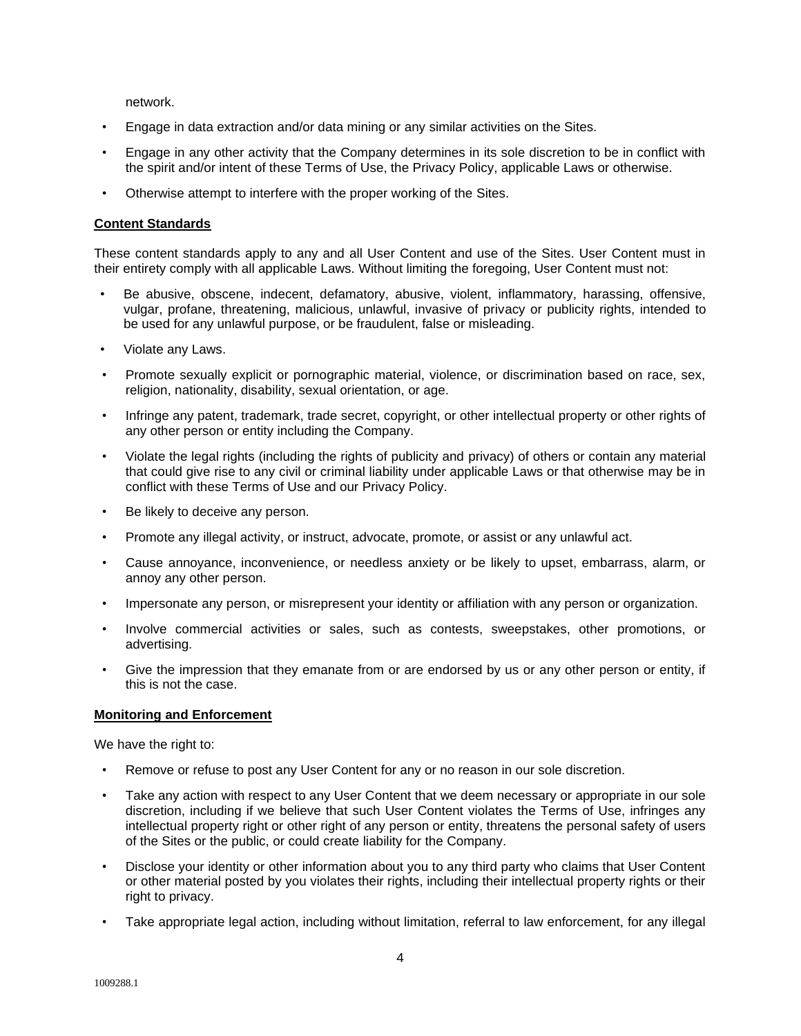network.

- Engage in data extraction and/or data mining or any similar activities on the Sites.
- Engage in any other activity that the Company determines in its sole discretion to be in conflict with the spirit and/or intent of these Terms of Use, the Privacy Policy, applicable Laws or otherwise.
- Otherwise attempt to interfere with the proper working of the Sites.

**Content Standards**

These content standards apply to any and all User Content and use of the Sites. User Content must in their entirety comply with all applicable Laws. Without limiting the foregoing, User Content must not:

- Be abusive, obscene, indecent, defamatory, abusive, violent, inflammatory, harassing, offensive, vulgar, profane, threatening, malicious, unlawful, invasive of privacy or publicity rights, intended to be used for any unlawful purpose, or be fraudulent, false or misleading.
- Violate any Laws.
- Promote sexually explicit or pornographic material, violence, or discrimination based on race, sex, religion, nationality, disability, sexual orientation, or age.
- Infringe any patent, trademark, trade secret, copyright, or other intellectual property or other rights of any other person or entity including the Company.
- Violate the legal rights (including the rights of publicity and privacy) of others or contain any material that could give rise to any civil or criminal liability under applicable Laws or that otherwise may be in conflict with these Terms of Use and our Privacy Policy.
- Be likely to deceive any person.
- Promote any illegal activity, or instruct, advocate, promote, or assist or any unlawful act.
- Cause annoyance, inconvenience, or needless anxiety or be likely to upset, embarrass, alarm, or annoy any other person.
- Impersonate any person, or misrepresent your identity or affiliation with any person or organization.
- Involve commercial activities or sales, such as contests, sweepstakes, other promotions, or advertising.
- Give the impression that they emanate from or are endorsed by us or any other person or entity, if this is not the case.

**Monitoring and Enforcement**

We have the right to:

- Remove or refuse to post any User Content for any or no reason in our sole discretion.
- Take any action with respect to any User Content that we deem necessary or appropriate in our sole discretion, including if we believe that such User Content violates the Terms of Use, infringes any intellectual property right or other right of any person or entity, threatens the personal safety of users of the Sites or the public, or could create liability for the Company.
- Disclose your identity or other information about you to any third party who claims that User Content or other material posted by you violates their rights, including their intellectual property rights or their right to privacy.
- Take appropriate legal action, including without limitation, referral to law enforcement, for any illegal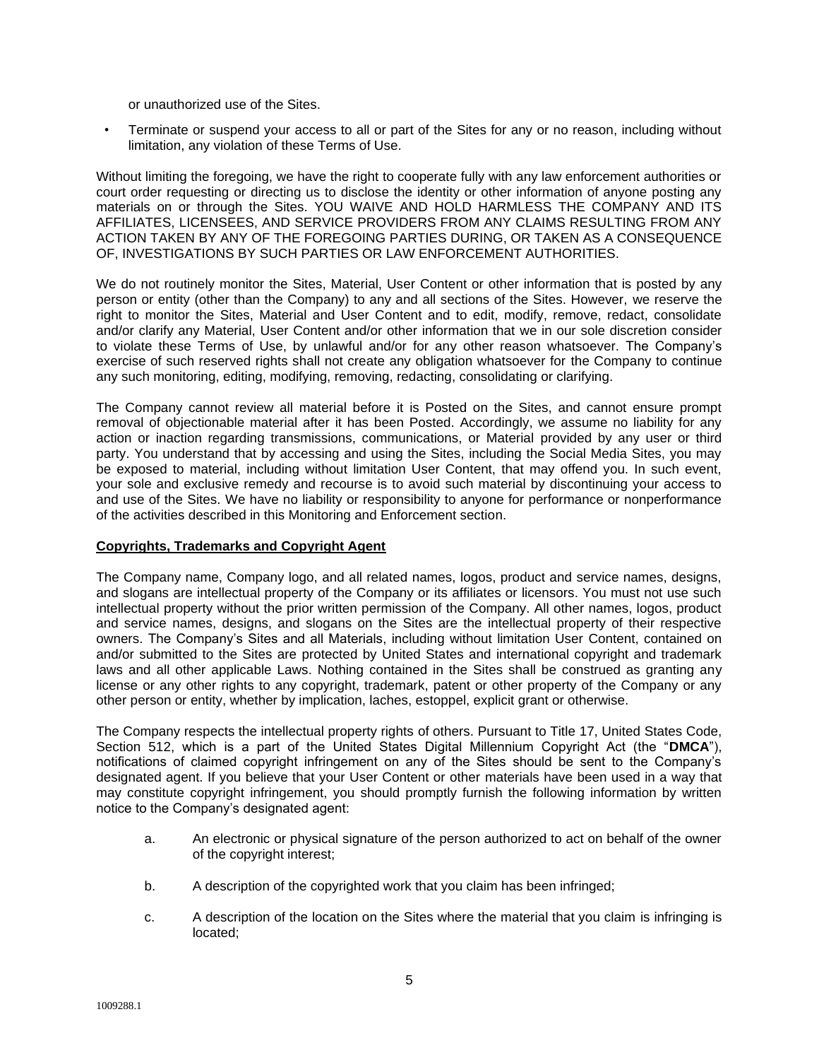or unauthorized use of the Sites.

- Terminate or suspend your access to all or part of the Sites for any or no reason, including without limitation, any violation of these Terms of Use.

Without limiting the foregoing, we have the right to cooperate fully with any law enforcement authorities or court order requesting or directing us to disclose the identity or other information of anyone posting any materials on or through the Sites. YOU WAIVE AND HOLD HARMLESS THE COMPANY AND ITS AFFILIATES, LICENSEES, AND SERVICE PROVIDERS FROM ANY CLAIMS RESULTING FROM ANY ACTION TAKEN BY ANY OF THE FOREGOING PARTIES DURING, OR TAKEN AS A CONSEQUENCE OF, INVESTIGATIONS BY SUCH PARTIES OR LAW ENFORCEMENT AUTHORITIES.

We do not routinely monitor the Sites, Material, User Content or other information that is posted by any person or entity (other than the Company) to any and all sections of the Sites. However, we reserve the right to monitor the Sites, Material and User Content and to edit, modify, remove, redact, consolidate and/or clarify any Material, User Content and/or other information that we in our sole discretion consider to violate these Terms of Use, by unlawful and/or for any other reason whatsoever. The Company's exercise of such reserved rights shall not create any obligation whatsoever for the Company to continue any such monitoring, editing, modifying, removing, redacting, consolidating or clarifying.

The Company cannot review all material before it is Posted on the Sites, and cannot ensure prompt removal of objectionable material after it has been Posted. Accordingly, we assume no liability for any action or inaction regarding transmissions, communications, or Material provided by any user or third party. You understand that by accessing and using the Sites, including the Social Media Sites, you may be exposed to material, including without limitation User Content, that may offend you. In such event, your sole and exclusive remedy and recourse is to avoid such material by discontinuing your access to and use of the Sites. We have no liability or responsibility to anyone for performance or nonperformance of the activities described in this Monitoring and Enforcement section.

**Copyrights, Trademarks and Copyright Agent**

The Company name, Company logo, and all related names, logos, product and service names, designs, and slogans are intellectual property of the Company or its affiliates or licensors. You must not use such intellectual property without the prior written permission of the Company. All other names, logos, product and service names, designs, and slogans on the Sites are the intellectual property of their respective owners. The Company's Sites and all Materials, including without limitation User Content, contained on and/or submitted to the Sites are protected by United States and international copyright and trademark laws and all other applicable Laws. Nothing contained in the Sites shall be construed as granting any license or any other rights to any copyright, trademark, patent or other property of the Company or any other person or entity, whether by implication, laches, estoppel, explicit grant or otherwise.

The Company respects the intellectual property rights of others. Pursuant to Title 17, United States Code, Section 512, which is a part of the United States Digital Millennium Copyright Act (the "**DMCA**"), notifications of claimed copyright infringement on any of the Sites should be sent to the Company's designated agent. If you believe that your User Content or other materials have been used in a way that may constitute copyright infringement, you should promptly furnish the following information by written notice to the Company's designated agent:

a. An electronic or physical signature of the person authorized to act on behalf of the owner of the copyright interest;

b. A description of the copyrighted work that you claim has been infringed;

c. A description of the location on the Sites where the material that you claim is infringing is located;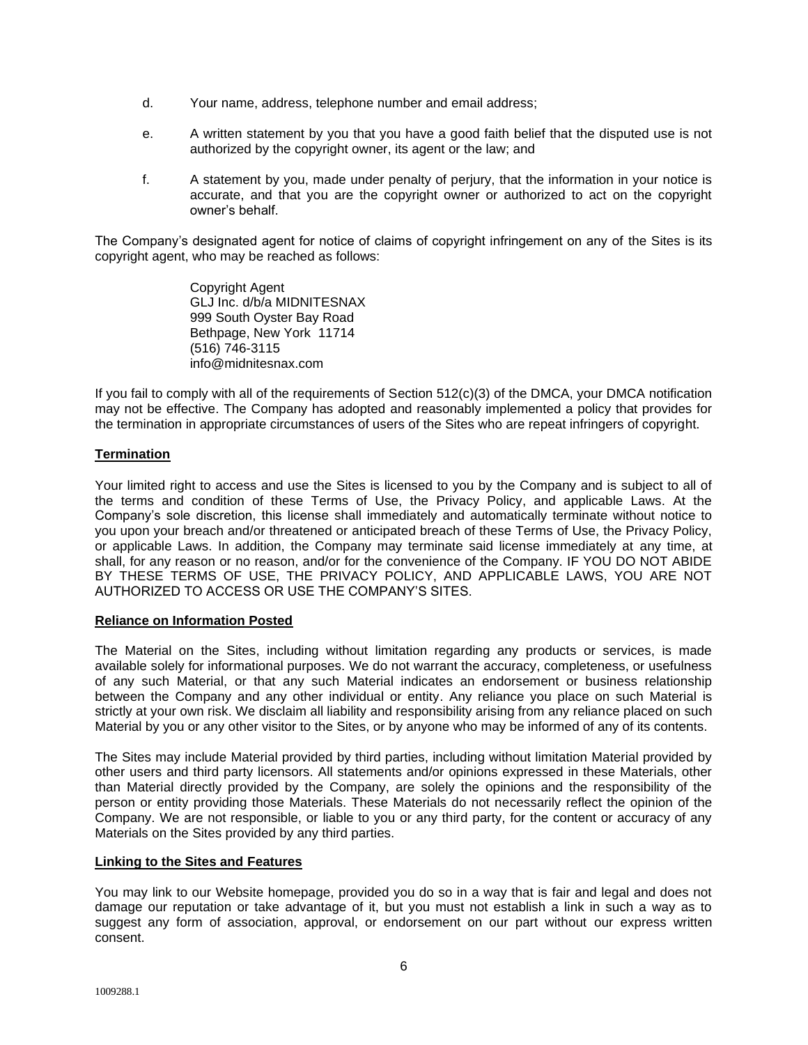d. Your name, address, telephone number and email address;

e. A written statement by you that you have a good faith belief that the disputed use is not authorized by the copyright owner, its agent or the law; and

f. A statement by you, made under penalty of perjury, that the information in your notice is accurate, and that you are the copyright owner or authorized to act on the copyright owner's behalf.

The Company's designated agent for notice of claims of copyright infringement on any of the Sites is its copyright agent, who may be reached as follows:

> Copyright Agent  
> GLJ Inc. d/b/a MIDNITESNAX  
> 999 South Oyster Bay Road  
> Bethpage, New York 11714  
> (516) 746-3115  
> info@midnitesnax.com

If you fail to comply with all of the requirements of Section 512(c)(3) of the DMCA, your DMCA notification may not be effective. The Company has adopted and reasonably implemented a policy that provides for the termination in appropriate circumstances of users of the Sites who are repeat infringers of copyright.

**Termination**

Your limited right to access and use the Sites is licensed to you by the Company and is subject to all of the terms and condition of these Terms of Use, the Privacy Policy, and applicable Laws. At the Company's sole discretion, this license shall immediately and automatically terminate without notice to you upon your breach and/or threatened or anticipated breach of these Terms of Use, the Privacy Policy, or applicable Laws. In addition, the Company may terminate said license immediately at any time, at shall, for any reason or no reason, and/or for the convenience of the Company. IF YOU DO NOT ABIDE BY THESE TERMS OF USE, THE PRIVACY POLICY, AND APPLICABLE LAWS, YOU ARE NOT AUTHORIZED TO ACCESS OR USE THE COMPANY'S SITES.

**Reliance on Information Posted**

The Material on the Sites, including without limitation regarding any products or services, is made available solely for informational purposes. We do not warrant the accuracy, completeness, or usefulness of any such Material, or that any such Material indicates an endorsement or business relationship between the Company and any other individual or entity. Any reliance you place on such Material is strictly at your own risk. We disclaim all liability and responsibility arising from any reliance placed on such Material by you or any other visitor to the Sites, or by anyone who may be informed of any of its contents.

The Sites may include Material provided by third parties, including without limitation Material provided by other users and third party licensors. All statements and/or opinions expressed in these Materials, other than Material directly provided by the Company, are solely the opinions and the responsibility of the person or entity providing those Materials. These Materials do not necessarily reflect the opinion of the Company. We are not responsible, or liable to you or any third party, for the content or accuracy of any Materials on the Sites provided by any third parties.

**Linking to the Sites and Features**

You may link to our Website homepage, provided you do so in a way that is fair and legal and does not damage our reputation or take advantage of it, but you must not establish a link in such a way as to suggest any form of association, approval, or endorsement on our part without our express written consent.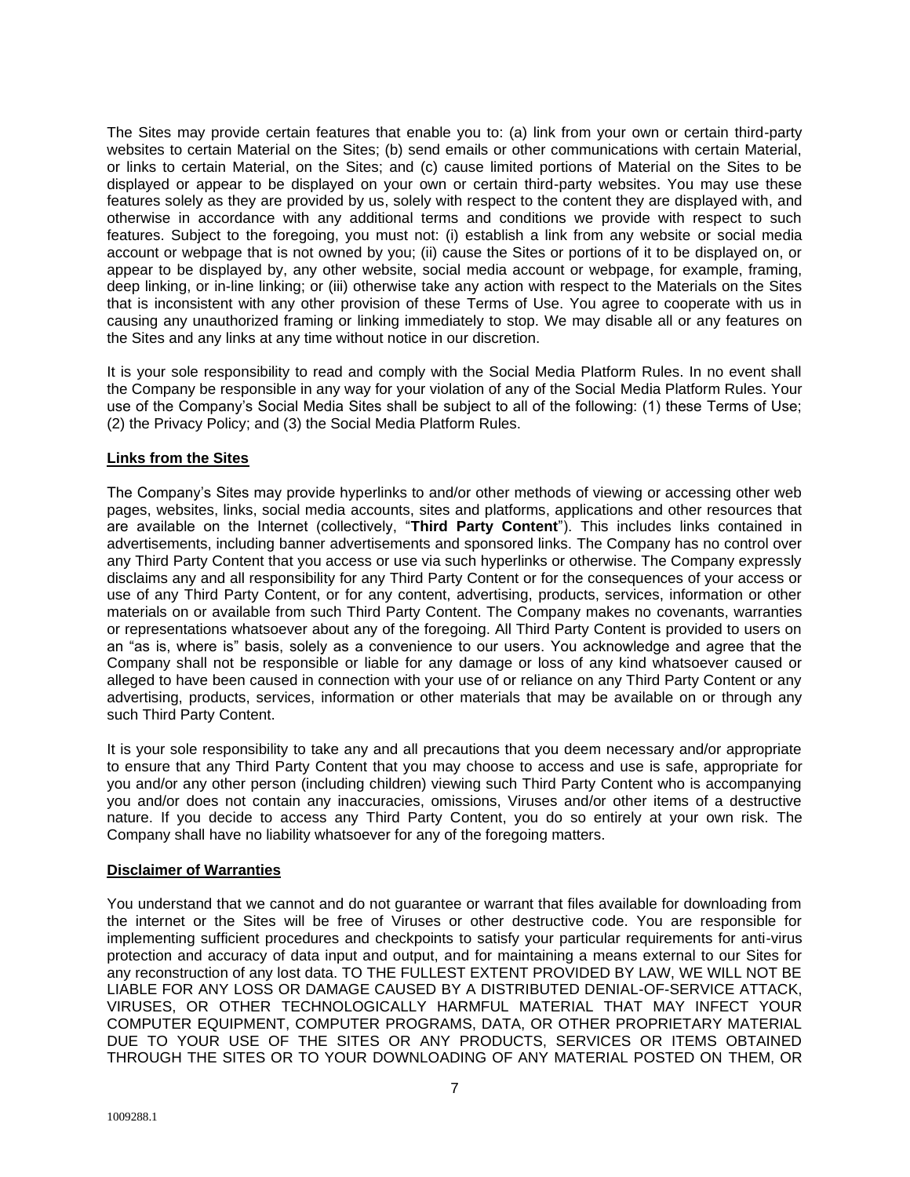The Sites may provide certain features that enable you to: (a) link from your own or certain third-party websites to certain Material on the Sites; (b) send emails or other communications with certain Material, or links to certain Material, on the Sites; and (c) cause limited portions of Material on the Sites to be displayed or appear to be displayed on your own or certain third-party websites. You may use these features solely as they are provided by us, solely with respect to the content they are displayed with, and otherwise in accordance with any additional terms and conditions we provide with respect to such features. Subject to the foregoing, you must not: (i) establish a link from any website or social media account or webpage that is not owned by you; (ii) cause the Sites or portions of it to be displayed on, or appear to be displayed by, any other website, social media account or webpage, for example, framing, deep linking, or in-line linking; or (iii) otherwise take any action with respect to the Materials on the Sites that is inconsistent with any other provision of these Terms of Use. You agree to cooperate with us in causing any unauthorized framing or linking immediately to stop. We may disable all or any features on the Sites and any links at any time without notice in our discretion.

It is your sole responsibility to read and comply with the Social Media Platform Rules. In no event shall the Company be responsible in any way for your violation of any of the Social Media Platform Rules. Your use of the Company's Social Media Sites shall be subject to all of the following: (1) these Terms of Use; (2) the Privacy Policy; and (3) the Social Media Platform Rules.

**Links from the Sites**

The Company's Sites may provide hyperlinks to and/or other methods of viewing or accessing other web pages, websites, links, social media accounts, sites and platforms, applications and other resources that are available on the Internet (collectively, "**Third Party Content**"). This includes links contained in advertisements, including banner advertisements and sponsored links. The Company has no control over any Third Party Content that you access or use via such hyperlinks or otherwise. The Company expressly disclaims any and all responsibility for any Third Party Content or for the consequences of your access or use of any Third Party Content, or for any content, advertising, products, services, information or other materials on or available from such Third Party Content. The Company makes no covenants, warranties or representations whatsoever about any of the foregoing. All Third Party Content is provided to users on an "as is, where is" basis, solely as a convenience to our users. You acknowledge and agree that the Company shall not be responsible or liable for any damage or loss of any kind whatsoever caused or alleged to have been caused in connection with your use of or reliance on any Third Party Content or any advertising, products, services, information or other materials that may be available on or through any such Third Party Content.

It is your sole responsibility to take any and all precautions that you deem necessary and/or appropriate to ensure that any Third Party Content that you may choose to access and use is safe, appropriate for you and/or any other person (including children) viewing such Third Party Content who is accompanying you and/or does not contain any inaccuracies, omissions, Viruses and/or other items of a destructive nature. If you decide to access any Third Party Content, you do so entirely at your own risk. The Company shall have no liability whatsoever for any of the foregoing matters.

**Disclaimer of Warranties**

You understand that we cannot and do not guarantee or warrant that files available for downloading from the internet or the Sites will be free of Viruses or other destructive code. You are responsible for implementing sufficient procedures and checkpoints to satisfy your particular requirements for anti-virus protection and accuracy of data input and output, and for maintaining a means external to our Sites for any reconstruction of any lost data. TO THE FULLEST EXTENT PROVIDED BY LAW, WE WILL NOT BE LIABLE FOR ANY LOSS OR DAMAGE CAUSED BY A DISTRIBUTED DENIAL-OF-SERVICE ATTACK, VIRUSES, OR OTHER TECHNOLOGICALLY HARMFUL MATERIAL THAT MAY INFECT YOUR COMPUTER EQUIPMENT, COMPUTER PROGRAMS, DATA, OR OTHER PROPRIETARY MATERIAL DUE TO YOUR USE OF THE SITES OR ANY PRODUCTS, SERVICES OR ITEMS OBTAINED THROUGH THE SITES OR TO YOUR DOWNLOADING OF ANY MATERIAL POSTED ON THEM, OR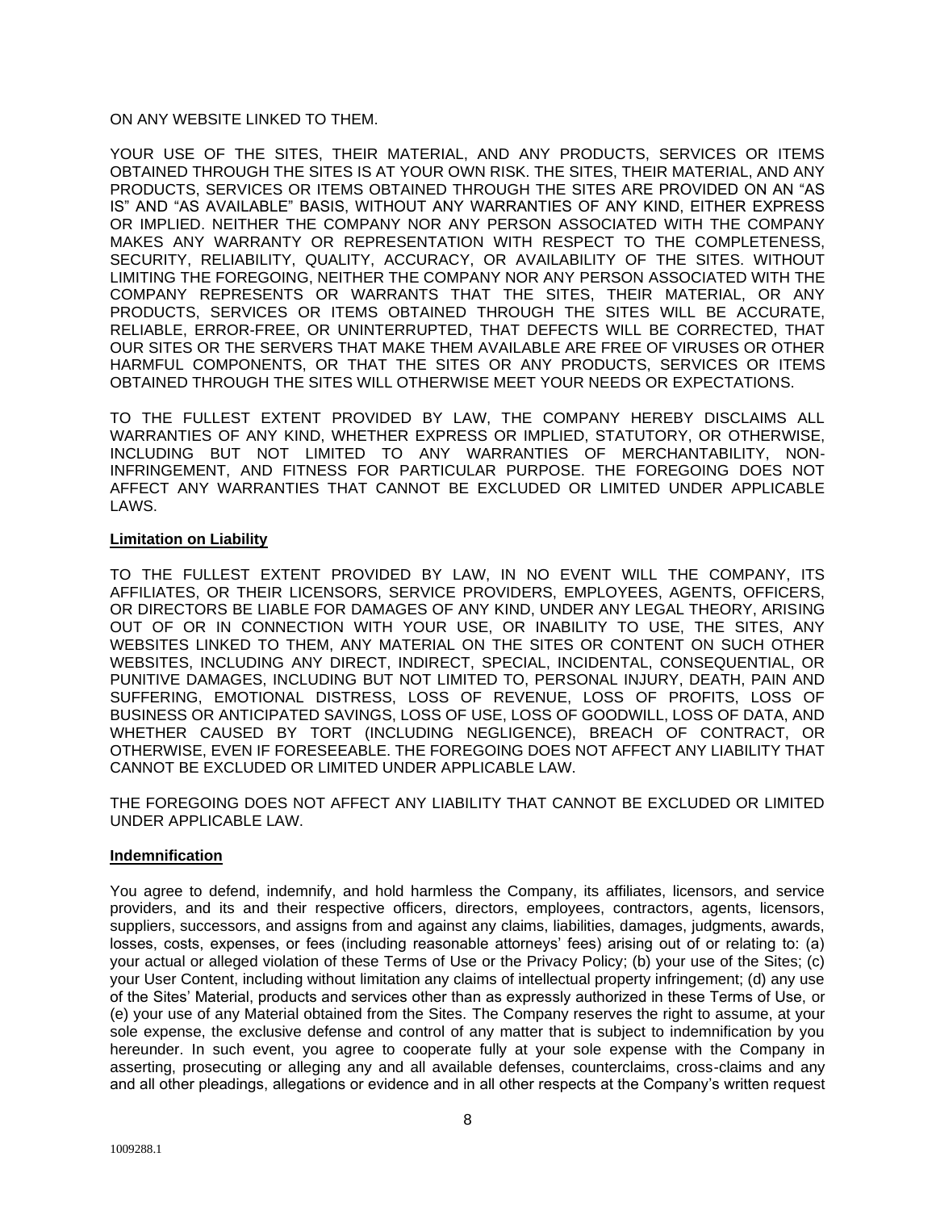ON ANY WEBSITE LINKED TO THEM.

YOUR USE OF THE SITES, THEIR MATERIAL, AND ANY PRODUCTS, SERVICES OR ITEMS OBTAINED THROUGH THE SITES IS AT YOUR OWN RISK. THE SITES, THEIR MATERIAL, AND ANY PRODUCTS, SERVICES OR ITEMS OBTAINED THROUGH THE SITES ARE PROVIDED ON AN "AS IS" AND "AS AVAILABLE" BASIS, WITHOUT ANY WARRANTIES OF ANY KIND, EITHER EXPRESS OR IMPLIED. NEITHER THE COMPANY NOR ANY PERSON ASSOCIATED WITH THE COMPANY MAKES ANY WARRANTY OR REPRESENTATION WITH RESPECT TO THE COMPLETENESS, SECURITY, RELIABILITY, QUALITY, ACCURACY, OR AVAILABILITY OF THE SITES. WITHOUT LIMITING THE FOREGOING, NEITHER THE COMPANY NOR ANY PERSON ASSOCIATED WITH THE COMPANY REPRESENTS OR WARRANTS THAT THE SITES, THEIR MATERIAL, OR ANY PRODUCTS, SERVICES OR ITEMS OBTAINED THROUGH THE SITES WILL BE ACCURATE, RELIABLE, ERROR-FREE, OR UNINTERRUPTED, THAT DEFECTS WILL BE CORRECTED, THAT OUR SITES OR THE SERVERS THAT MAKE THEM AVAILABLE ARE FREE OF VIRUSES OR OTHER HARMFUL COMPONENTS, OR THAT THE SITES OR ANY PRODUCTS, SERVICES OR ITEMS OBTAINED THROUGH THE SITES WILL OTHERWISE MEET YOUR NEEDS OR EXPECTATIONS.

TO THE FULLEST EXTENT PROVIDED BY LAW, THE COMPANY HEREBY DISCLAIMS ALL WARRANTIES OF ANY KIND, WHETHER EXPRESS OR IMPLIED, STATUTORY, OR OTHERWISE, INCLUDING BUT NOT LIMITED TO ANY WARRANTIES OF MERCHANTABILITY, NON-INFRINGEMENT, AND FITNESS FOR PARTICULAR PURPOSE. THE FOREGOING DOES NOT AFFECT ANY WARRANTIES THAT CANNOT BE EXCLUDED OR LIMITED UNDER APPLICABLE LAWS.

**Limitation on Liability**

TO THE FULLEST EXTENT PROVIDED BY LAW, IN NO EVENT WILL THE COMPANY, ITS AFFILIATES, OR THEIR LICENSORS, SERVICE PROVIDERS, EMPLOYEES, AGENTS, OFFICERS, OR DIRECTORS BE LIABLE FOR DAMAGES OF ANY KIND, UNDER ANY LEGAL THEORY, ARISING OUT OF OR IN CONNECTION WITH YOUR USE, OR INABILITY TO USE, THE SITES, ANY WEBSITES LINKED TO THEM, ANY MATERIAL ON THE SITES OR CONTENT ON SUCH OTHER WEBSITES, INCLUDING ANY DIRECT, INDIRECT, SPECIAL, INCIDENTAL, CONSEQUENTIAL, OR PUNITIVE DAMAGES, INCLUDING BUT NOT LIMITED TO, PERSONAL INJURY, DEATH, PAIN AND SUFFERING, EMOTIONAL DISTRESS, LOSS OF REVENUE, LOSS OF PROFITS, LOSS OF BUSINESS OR ANTICIPATED SAVINGS, LOSS OF USE, LOSS OF GOODWILL, LOSS OF DATA, AND WHETHER CAUSED BY TORT (INCLUDING NEGLIGENCE), BREACH OF CONTRACT, OR OTHERWISE, EVEN IF FORESEEABLE. THE FOREGOING DOES NOT AFFECT ANY LIABILITY THAT CANNOT BE EXCLUDED OR LIMITED UNDER APPLICABLE LAW.

THE FOREGOING DOES NOT AFFECT ANY LIABILITY THAT CANNOT BE EXCLUDED OR LIMITED UNDER APPLICABLE LAW.

**Indemnification**

You agree to defend, indemnify, and hold harmless the Company, its affiliates, licensors, and service providers, and its and their respective officers, directors, employees, contractors, agents, licensors, suppliers, successors, and assigns from and against any claims, liabilities, damages, judgments, awards, losses, costs, expenses, or fees (including reasonable attorneys' fees) arising out of or relating to: (a) your actual or alleged violation of these Terms of Use or the Privacy Policy; (b) your use of the Sites; (c) your User Content, including without limitation any claims of intellectual property infringement; (d) any use of the Sites' Material, products and services other than as expressly authorized in these Terms of Use, or (e) your use of any Material obtained from the Sites. The Company reserves the right to assume, at your sole expense, the exclusive defense and control of any matter that is subject to indemnification by you hereunder. In such event, you agree to cooperate fully at your sole expense with the Company in asserting, prosecuting or alleging any and all available defenses, counterclaims, cross-claims and any and all other pleadings, allegations or evidence and in all other respects at the Company's written request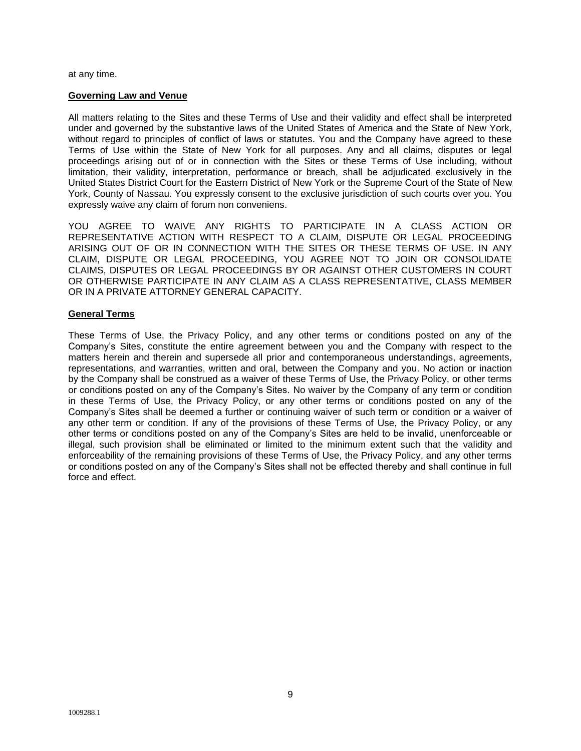at any time.

**Governing Law and Venue**

All matters relating to the Sites and these Terms of Use and their validity and effect shall be interpreted under and governed by the substantive laws of the United States of America and the State of New York, without regard to principles of conflict of laws or statutes. You and the Company have agreed to these Terms of Use within the State of New York for all purposes. Any and all claims, disputes or legal proceedings arising out of or in connection with the Sites or these Terms of Use including, without limitation, their validity, interpretation, performance or breach, shall be adjudicated exclusively in the United States District Court for the Eastern District of New York or the Supreme Court of the State of New York, County of Nassau. You expressly consent to the exclusive jurisdiction of such courts over you. You expressly waive any claim of forum non conveniens.

YOU AGREE TO WAIVE ANY RIGHTS TO PARTICIPATE IN A CLASS ACTION OR REPRESENTATIVE ACTION WITH RESPECT TO A CLAIM, DISPUTE OR LEGAL PROCEEDING ARISING OUT OF OR IN CONNECTION WITH THE SITES OR THESE TERMS OF USE. IN ANY CLAIM, DISPUTE OR LEGAL PROCEEDING, YOU AGREE NOT TO JOIN OR CONSOLIDATE CLAIMS, DISPUTES OR LEGAL PROCEEDINGS BY OR AGAINST OTHER CUSTOMERS IN COURT OR OTHERWISE PARTICIPATE IN ANY CLAIM AS A CLASS REPRESENTATIVE, CLASS MEMBER OR IN A PRIVATE ATTORNEY GENERAL CAPACITY.

**General Terms**

These Terms of Use, the Privacy Policy, and any other terms or conditions posted on any of the Company's Sites, constitute the entire agreement between you and the Company with respect to the matters herein and therein and supersede all prior and contemporaneous understandings, agreements, representations, and warranties, written and oral, between the Company and you. No action or inaction by the Company shall be construed as a waiver of these Terms of Use, the Privacy Policy, or other terms or conditions posted on any of the Company's Sites. No waiver by the Company of any term or condition in these Terms of Use, the Privacy Policy, or any other terms or conditions posted on any of the Company's Sites shall be deemed a further or continuing waiver of such term or condition or a waiver of any other term or condition. If any of the provisions of these Terms of Use, the Privacy Policy, or any other terms or conditions posted on any of the Company's Sites are held to be invalid, unenforceable or illegal, such provision shall be eliminated or limited to the minimum extent such that the validity and enforceability of the remaining provisions of these Terms of Use, the Privacy Policy, and any other terms or conditions posted on any of the Company's Sites shall not be effected thereby and shall continue in full force and effect.

1009288.1